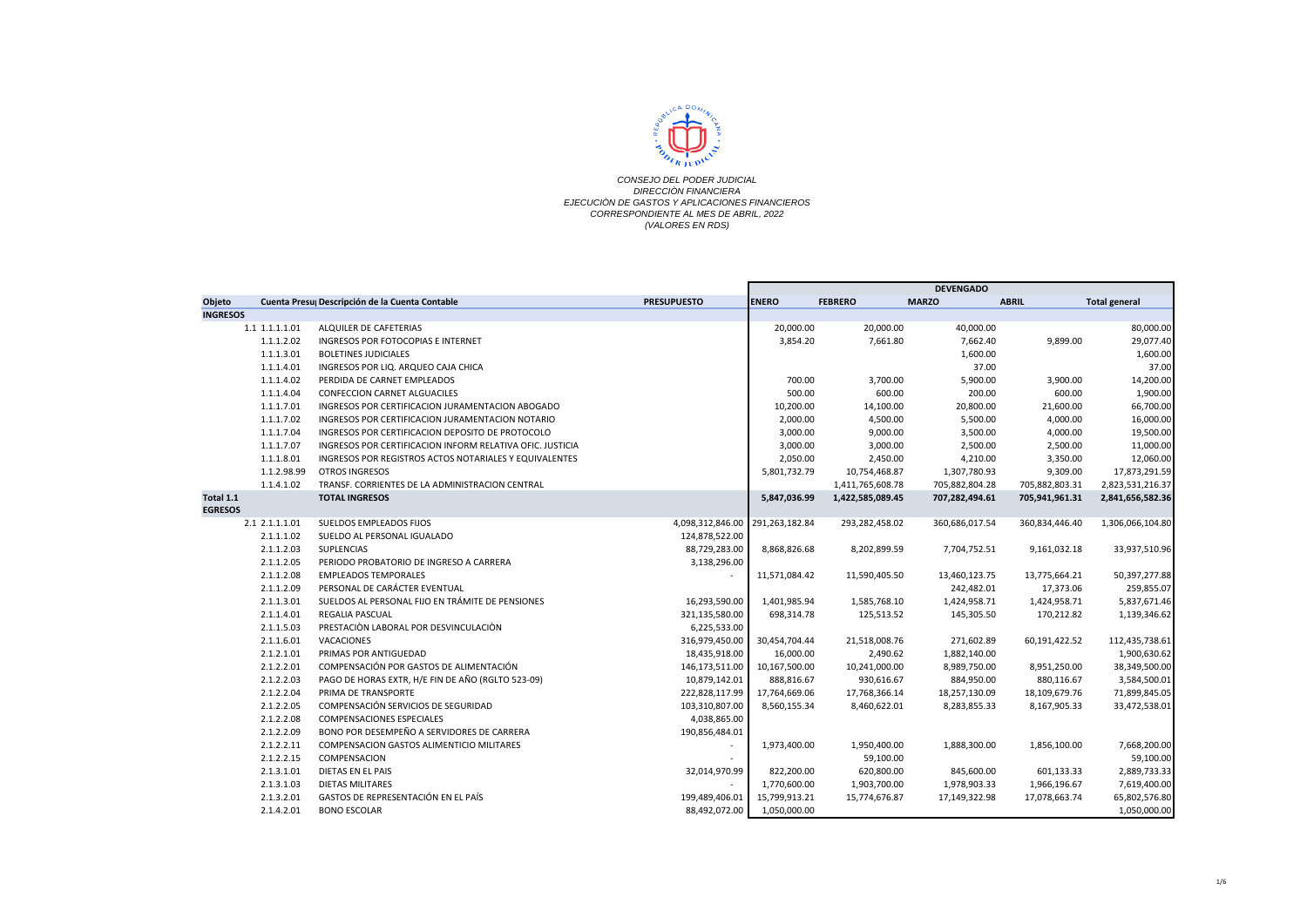*CONSEJO DEL PODER JUDICIAL*
*DIRECCIÓN FINANCIERA*
*EJECUCIÒN DE GASTOS Y APLICACIONES FINANCIEROS*
*CORRESPONDIENTE AL MES DE ABRIL, 2022*
*(VALORES EN RDS)*

| Objeto | Cuenta Presu | Descripción de la Cuenta Contable | PRESUPUESTO | DEVENGADO | | | | |
|---|---|---|---|---|---|---|---|---|
| | | | | ENERO | FEBRERO | MARZO | ABRIL | Total general |
| INGRESOS | | | | | | | | |
| 1.1 | 1.1.1.1.01 | ALQUILER DE CAFETERIAS | | 20,000.00 | 20,000.00 | 40,000.00 | | 80,000.00 |
| | 1.1.1.2.02 | INGRESOS POR FOTOCOPIAS E INTERNET | | 3,854.20 | 7,661.80 | 7,662.40 | 9,899.00 | 29,077.40 |
| | 1.1.1.3.01 | BOLETINES JUDICIALES | | | | 1,600.00 | | 1,600.00 |
| | 1.1.1.4.01 | INGRESOS POR LIQ. ARQUEO CAJA CHICA | | | | 37.00 | | 37.00 |
| | 1.1.1.4.02 | PERDIDA DE CARNET EMPLEADOS | | 700.00 | 3,700.00 | 5,900.00 | 3,900.00 | 14,200.00 |
| | 1.1.1.4.04 | CONFECCION CARNET ALGUACILES | | 500.00 | 600.00 | 200.00 | 600.00 | 1,900.00 |
| | 1.1.1.7.01 | INGRESOS POR CERTIFICACION JURAMENTACION ABOGADO | | 10,200.00 | 14,100.00 | 20,800.00 | 21,600.00 | 66,700.00 |
| | 1.1.1.7.02 | INGRESOS POR CERTIFICACION JURAMENTACION NOTARIO | | 2,000.00 | 4,500.00 | 5,500.00 | 4,000.00 | 16,000.00 |
| | 1.1.1.7.04 | INGRESOS POR CERTIFICACION DEPOSITO DE PROTOCOLO | | 3,000.00 | 9,000.00 | 3,500.00 | 4,000.00 | 19,500.00 |
| | 1.1.1.7.07 | INGRESOS POR CERTIFICACION INFORM RELATIVA OFIC. JUSTICIA | | 3,000.00 | 3,000.00 | 2,500.00 | 2,500.00 | 11,000.00 |
| | 1.1.1.8.01 | INGRESOS POR REGISTROS ACTOS NOTARIALES Y EQUIVALENTES | | 2,050.00 | 2,450.00 | 4,210.00 | 3,350.00 | 12,060.00 |
| | 1.1.2.98.99 | OTROS INGRESOS | | 5,801,732.79 | 10,754,468.87 | 1,307,780.93 | 9,309.00 | 17,873,291.59 |
| | 1.1.4.1.02 | TRANSF. CORRIENTES DE LA ADMINISTRACION CENTRAL | | | 1,411,765,608.78 | 705,882,804.28 | 705,882,803.31 | 2,823,531,216.37 |
| Total 1.1 | | **TOTAL INGRESOS** | | **5,847,036.99** | **1,422,585,089.45** | **707,282,494.61** | **705,941,961.31** | **2,841,656,582.36** |
| EGRESOS | | | | | | | | |
| 2.1 | 2.1.1.1.01 | SUELDOS EMPLEADOS FIJOS | 4,098,312,846.00 | 291,263,182.84 | 293,282,458.02 | 360,686,017.54 | 360,834,446.40 | 1,306,066,104.80 |
| | 2.1.1.1.02 | SUELDO AL PERSONAL IGUALADO | 124,878,522.00 | | | | | |
| | 2.1.1.2.03 | SUPLENCIAS | 88,729,283.00 | 8,868,826.68 | 8,202,899.59 | 7,704,752.51 | 9,161,032.18 | 33,937,510.96 |
| | 2.1.1.2.05 | PERIODO PROBATORIO DE INGRESO A CARRERA | 3,138,296.00 | | | | | |
| | 2.1.1.2.08 | EMPLEADOS TEMPORALES | - | 11,571,084.42 | 11,590,405.50 | 13,460,123.75 | 13,775,664.21 | 50,397,277.88 |
| | 2.1.1.2.09 | PERSONAL DE CARÁCTER EVENTUAL | | | | 242,482.01 | 17,373.06 | 259,855.07 |
| | 2.1.1.3.01 | SUELDOS AL PERSONAL FIJO EN TRÁMITE DE PENSIONES | 16,293,590.00 | 1,401,985.94 | 1,585,768.10 | 1,424,958.71 | 1,424,958.71 | 5,837,671.46 |
| | 2.1.1.4.01 | REGALIA PASCUAL | 321,135,580.00 | 698,314.78 | 125,513.52 | 145,305.50 | 170,212.82 | 1,139,346.62 |
| | 2.1.1.5.03 | PRESTACIÒN LABORAL POR DESVINCULACIÒN | 6,225,533.00 | | | | | |
| | 2.1.1.6.01 | VACACIONES | 316,979,450.00 | 30,454,704.44 | 21,518,008.76 | 271,602.89 | 60,191,422.52 | 112,435,738.61 |
| | 2.1.2.1.01 | PRIMAS POR ANTIGUEDAD | 18,435,918.00 | 16,000.00 | 2,490.62 | 1,882,140.00 | | 1,900,630.62 |
| | 2.1.2.2.01 | COMPENSACIÓN POR GASTOS DE ALIMENTACIÓN | 146,173,511.00 | 10,167,500.00 | 10,241,000.00 | 8,989,750.00 | 8,951,250.00 | 38,349,500.00 |
| | 2.1.2.2.03 | PAGO DE HORAS EXTR, H/E FIN DE AÑO (RGLTO 523-09) | 10,879,142.01 | 888,816.67 | 930,616.67 | 884,950.00 | 880,116.67 | 3,584,500.01 |
| | 2.1.2.2.04 | PRIMA DE TRANSPORTE | 222,828,117.99 | 17,764,669.06 | 17,768,366.14 | 18,257,130.09 | 18,109,679.76 | 71,899,845.05 |
| | 2.1.2.2.05 | COMPENSACIÓN SERVICIOS DE SEGURIDAD | 103,310,807.00 | 8,560,155.34 | 8,460,622.01 | 8,283,855.33 | 8,167,905.33 | 33,472,538.01 |
| | 2.1.2.2.08 | COMPENSACIONES ESPECIALES | 4,038,865.00 | | | | | |
| | 2.1.2.2.09 | BONO POR DESEMPEÑO A SERVIDORES DE CARRERA | 190,856,484.01 | | | | | |
| | 2.1.2.2.11 | COMPENSACION GASTOS ALIMENTICIO MILITARES | - | 1,973,400.00 | 1,950,400.00 | 1,888,300.00 | 1,856,100.00 | 7,668,200.00 |
| | 2.1.2.2.15 | COMPENSACION | - | | 59,100.00 | | | 59,100.00 |
| | 2.1.3.1.01 | DIETAS EN EL PAIS | 32,014,970.99 | 822,200.00 | 620,800.00 | 845,600.00 | 601,133.33 | 2,889,733.33 |
| | 2.1.3.1.03 | DIETAS MILITARES | - | 1,770,600.00 | 1,903,700.00 | 1,978,903.33 | 1,966,196.67 | 7,619,400.00 |
| | 2.1.3.2.01 | GASTOS DE REPRESENTACIÓN EN EL PAÍS | 199,489,406.01 | 15,799,913.21 | 15,774,676.87 | 17,149,322.98 | 17,078,663.74 | 65,802,576.80 |
| | 2.1.4.2.01 | BONO ESCOLAR | 88,492,072.00 | 1,050,000.00 | | | | 1,050,000.00 |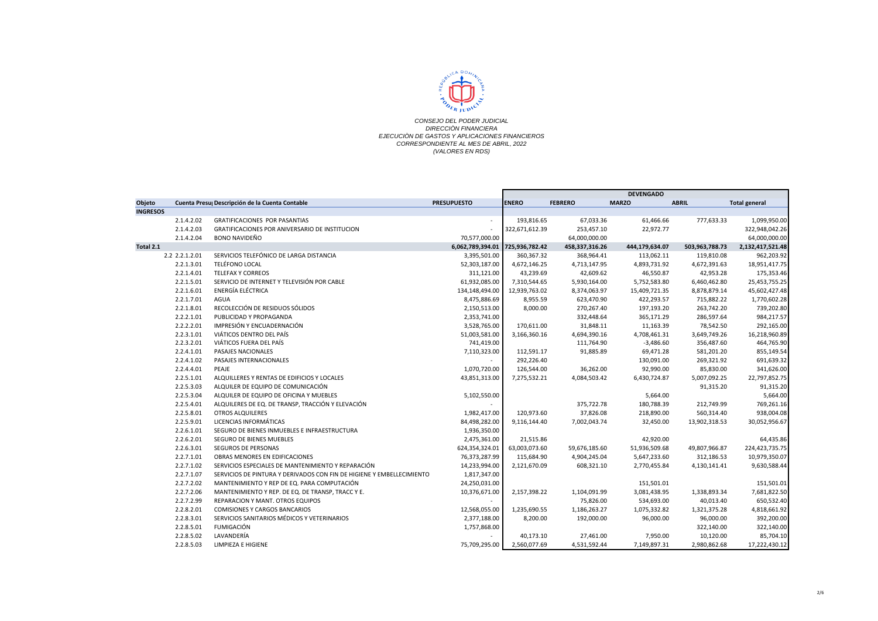CONSEJO DEL PODER JUDICIAL
DIRECCIÓN FINANCIERA
EJECUCIÓN DE GASTOS Y APLICACIONES FINANCIEROS
CORRESPONDIENTE AL MES DE ABRIL, 2022
(VALORES EN RDS)

| Objeto | Cuenta Presu | Descripción de la Cuenta Contable | PRESUPUESTO | DEVENGADO | | | | |
|---|---|---|---|---|---|---|---|---|
| | | | | ENERO | FEBRERO | MARZO | ABRIL | Total general |
| INGRESOS | | | | | | | | |
| | 2.1.4.2.02 | GRATIFICACIONES POR PASANTIAS | - | 193,816.65 | 67,033.36 | 61,466.66 | 777,633.33 | 1,099,950.00 |
| | 2.1.4.2.03 | GRATIFICACIONES POR ANIVERSARIO DE INSTITUCION | - | 322,671,612.39 | 253,457.10 | 22,972.77 | | 322,948,042.26 |
| | 2.1.4.2.04 | BONO NAVIDEÑO | 70,577,000.00 | | 64,000,000.00 | | | 64,000,000.00 |
| Total 2.1 | | | 6,062,789,394.01 | 725,936,782.42 | 458,337,316.26 | 444,179,634.07 | 503,963,788.73 | 2,132,417,521.48 |
| 2.2 | 2.2.1.2.01 | SERVICIOS TELEFÓNICO DE LARGA DISTANCIA | 3,395,501.00 | 360,367.32 | 368,964.41 | 113,062.11 | 119,810.08 | 962,203.92 |
| | 2.2.1.3.01 | TELÉFONO LOCAL | 52,303,187.00 | 4,672,146.25 | 4,713,147.95 | 4,893,731.92 | 4,672,391.63 | 18,951,417.75 |
| | 2.2.1.4.01 | TELEFAX Y CORREOS | 311,121.00 | 43,239.69 | 42,609.62 | 46,550.87 | 42,953.28 | 175,353.46 |
| | 2.2.1.5.01 | SERVICIO DE INTERNET Y TELEVISIÓN POR CABLE | 61,932,085.00 | 7,310,544.65 | 5,930,164.00 | 5,752,583.80 | 6,460,462.80 | 25,453,755.25 |
| | 2.2.1.6.01 | ENERGÍA ELÉCTRICA | 134,148,494.00 | 12,939,763.02 | 8,374,063.97 | 15,409,721.35 | 8,878,879.14 | 45,602,427.48 |
| | 2.2.1.7.01 | AGUA | 8,475,886.69 | 8,955.59 | 623,470.90 | 422,293.57 | 715,882.22 | 1,770,602.28 |
| | 2.2.1.8.01 | RECOLECCIÓN DE RESIDUOS SÓLIDOS | 2,150,513.00 | 8,000.00 | 270,267.40 | 197,193.20 | 263,742.20 | 739,202.80 |
| | 2.2.2.1.01 | PUBLICIDAD Y PROPAGANDA | 2,353,741.00 | | 332,448.64 | 365,171.29 | 286,597.64 | 984,217.57 |
| | 2.2.2.2.01 | IMPRESIÓN Y ENCUADERNACIÓN | 3,528,765.00 | 170,611.00 | 31,848.11 | 11,163.39 | 78,542.50 | 292,165.00 |
| | 2.2.3.1.01 | VIÁTICOS DENTRO DEL PAÍS | 51,003,581.00 | 3,166,360.16 | 4,694,390.16 | 4,708,461.31 | 3,649,749.26 | 16,218,960.89 |
| | 2.2.3.2.01 | VIÁTICOS FUERA DEL PAÍS | 741,419.00 | | 111,764.90 | -3,486.60 | 356,487.60 | 464,765.90 |
| | 2.2.4.1.01 | PASAJES NACIONALES | 7,110,323.00 | 112,591.17 | 91,885.89 | 69,471.28 | 581,201.20 | 855,149.54 |
| | 2.2.4.1.02 | PASAJES INTERNACIONALES | - | 292,226.40 | | 130,091.00 | 269,321.92 | 691,639.32 |
| | 2.2.4.4.01 | PEAJE | 1,070,720.00 | 126,544.00 | 36,262.00 | 92,990.00 | 85,830.00 | 341,626.00 |
| | 2.2.5.1.01 | ALQUILLERES Y RENTAS DE EDIFICIOS Y LOCALES | 43,851,313.00 | 7,275,532.21 | 4,084,503.42 | 6,430,724.87 | 5,007,092.25 | 22,797,852.75 |
| | 2.2.5.3.03 | ALQUILER DE EQUIPO DE COMUNICACIÓN | | | | | 91,315.20 | 91,315.20 |
| | 2.2.5.3.04 | ALQUILER DE EQUIPO DE OFICINA Y MUEBLES | 5,102,550.00 | | | 5,664.00 | | 5,664.00 |
| | 2.2.5.4.01 | ALQUILERES DE EQ. DE TRANSP, TRACCIÓN Y ELEVACIÓN | - | | 375,722.78 | 180,788.39 | 212,749.99 | 769,261.16 |
| | 2.2.5.8.01 | OTROS ALQUILERES | 1,982,417.00 | 120,973.60 | 37,826.08 | 218,890.00 | 560,314.40 | 938,004.08 |
| | 2.2.5.9.01 | LICENCIAS INFORMÁTICAS | 84,498,282.00 | 9,116,144.40 | 7,002,043.74 | 32,450.00 | 13,902,318.53 | 30,052,956.67 |
| | 2.2.6.1.01 | SEGURO DE BIENES INMUEBLES E INFRAESTRUCTURA | 1,936,350.00 | | | | | |
| | 2.2.6.2.01 | SEGURO DE BIENES MUEBLES | 2,475,361.00 | 21,515.86 | | 42,920.00 | | 64,435.86 |
| | 2.2.6.3.01 | SEGUROS DE PERSONAS | 624,354,324.01 | 63,003,073.60 | 59,676,185.60 | 51,936,509.68 | 49,807,966.87 | 224,423,735.75 |
| | 2.2.7.1.01 | OBRAS MENORES EN EDIFICACIONES | 76,373,287.99 | 115,684.90 | 4,904,245.04 | 5,647,233.60 | 312,186.53 | 10,979,350.07 |
| | 2.2.7.1.02 | SERVICIOS ESPECIALES DE MANTENIMIENTO Y REPARACIÓN | 14,233,994.00 | 2,121,670.09 | 608,321.10 | 2,770,455.84 | 4,130,141.41 | 9,630,588.44 |
| | 2.2.7.1.07 | SERVICIOS DE PINTURA Y DERIVADOS CON FIN DE HIGIENE Y EMBELLECIMIENTO | 1,817,347.00 | | | | | |
| | 2.2.7.2.02 | MANTENIMIENTO Y REP DE EQ. PARA COMPUTACIÓN | 24,250,031.00 | | | 151,501.01 | | 151,501.01 |
| | 2.2.7.2.06 | MANTENIMIENTO Y REP. DE EQ. DE TRANSP, TRACC Y E. | 10,376,671.00 | 2,157,398.22 | 1,104,091.99 | 3,081,438.95 | 1,338,893.34 | 7,681,822.50 |
| | 2.2.7.2.99 | REPARACION Y MANT. OTROS EQUIPOS | - | | 75,826.00 | 534,693.00 | 40,013.40 | 650,532.40 |
| | 2.2.8.2.01 | COMISIONES Y CARGOS BANCARIOS | 12,568,055.00 | 1,235,690.55 | 1,186,263.27 | 1,075,332.82 | 1,321,375.28 | 4,818,661.92 |
| | 2.2.8.3.01 | SERVICIOS SANITARIOS MÉDICOS Y VETERINARIOS | 2,377,188.00 | 8,200.00 | 192,000.00 | 96,000.00 | 96,000.00 | 392,200.00 |
| | 2.2.8.5.01 | FUMIGACIÓN | 1,757,868.00 | | | | 322,140.00 | 322,140.00 |
| | 2.2.8.5.02 | LAVANDERÍA | - | 40,173.10 | 27,461.00 | 7,950.00 | 10,120.00 | 85,704.10 |
| | 2.2.8.5.03 | LIMPIEZA E HIGIENE | 75,709,295.00 | 2,560,077.69 | 4,531,592.44 | 7,149,897.31 | 2,980,862.68 | 17,222,430.12 |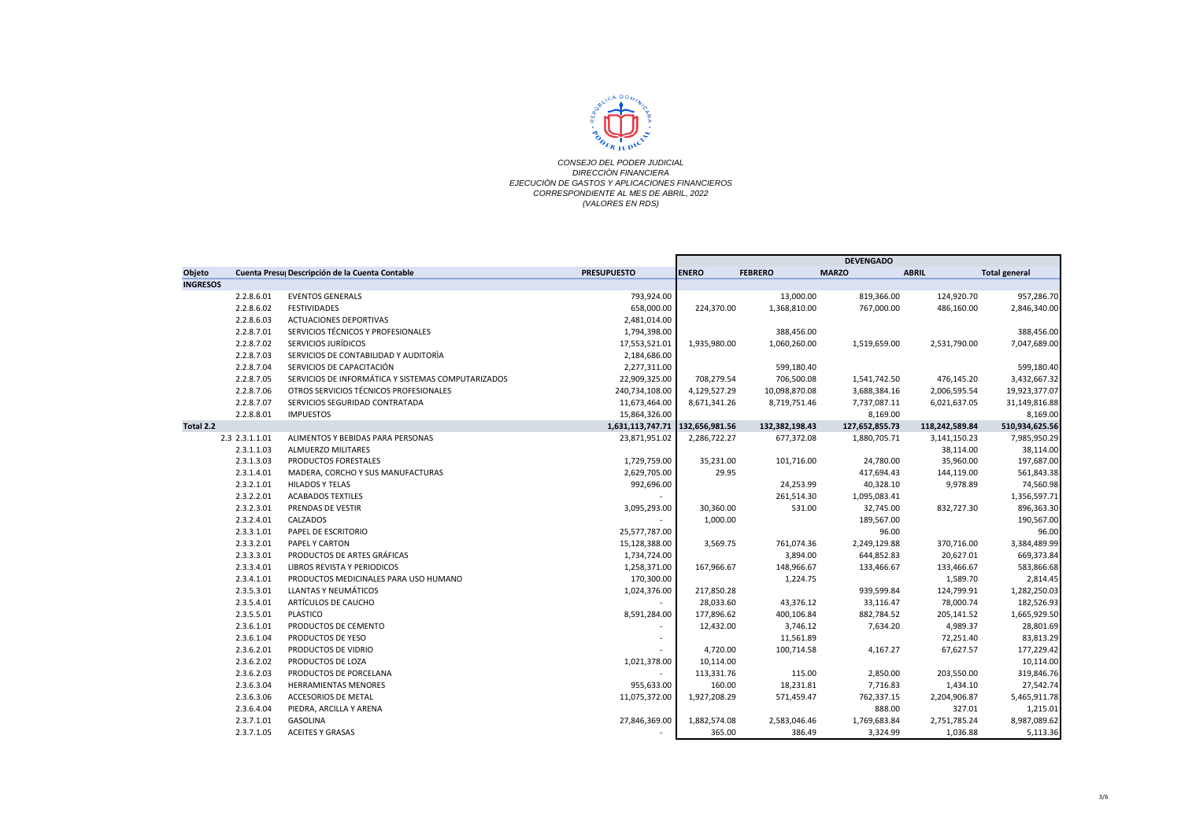*CONSEJO DEL PODER JUDICIAL*
*DIRECCIÒN FINANCIERA*
*EJECUCIÒN DE GASTOS Y APLICACIONES FINANCIEROS*
*CORRESPONDIENTE AL MES DE ABRIL, 2022*
*(VALORES EN RDS)*

| Objeto | Cuenta Presu | Descripción de la Cuenta Contable | PRESUPUESTO | DEVENGADO | | | | |
|---|---|---|---|---|---|---|---|---|
| | | | | ENERO | FEBRERO | MARZO | ABRIL | Total general |
| **INGRESOS** | | | | | | | | |
| | 2.2.8.6.01 | EVENTOS GENERALS | 793,924.00 | | 13,000.00 | 819,366.00 | 124,920.70 | 957,286.70 |
| | 2.2.8.6.02 | FESTIVIDADES | 658,000.00 | 224,370.00 | 1,368,810.00 | 767,000.00 | 486,160.00 | 2,846,340.00 |
| | 2.2.8.6.03 | ACTUACIONES DEPORTIVAS | 2,481,014.00 | | | | | |
| | 2.2.8.7.01 | SERVICIOS TÉCNICOS Y PROFESIONALES | 1,794,398.00 | | 388,456.00 | | | 388,456.00 |
| | 2.2.8.7.02 | SERVICIOS JURÍDICOS | 17,553,521.01 | 1,935,980.00 | 1,060,260.00 | 1,519,659.00 | 2,531,790.00 | 7,047,689.00 |
| | 2.2.8.7.03 | SERVICIOS DE CONTABILIDAD Y AUDITORÌA | 2,184,686.00 | | | | | |
| | 2.2.8.7.04 | SERVICIOS DE CAPACITACIÓN | 2,277,311.00 | | 599,180.40 | | | 599,180.40 |
| | 2.2.8.7.05 | SERVICIOS DE INFORMÁTICA Y SISTEMAS COMPUTARIZADOS | 22,909,325.00 | 708,279.54 | 706,500.08 | 1,541,742.50 | 476,145.20 | 3,432,667.32 |
| | 2.2.8.7.06 | OTROS SERVICIOS TÉCNICOS PROFESIONALES | 240,734,108.00 | 4,129,527.29 | 10,098,870.08 | 3,688,384.16 | 2,006,595.54 | 19,923,377.07 |
| | 2.2.8.7.07 | SERVICIOS SEGURIDAD CONTRATADA | 11,673,464.00 | 8,671,341.26 | 8,719,751.46 | 7,737,087.11 | 6,021,637.05 | 31,149,816.88 |
| | 2.2.8.8.01 | IMPUESTOS | 15,864,326.00 | | | 8,169.00 | | 8,169.00 |
| **Total 2.2** | | | 1,631,113,747.71 | 132,656,981.56 | 132,382,198.43 | 127,652,855.73 | 118,242,589.84 | 510,934,625.56 |
| 2.3 | 2.3.1.1.01 | ALIMENTOS Y BEBIDAS PARA PERSONAS | 23,871,951.02 | 2,286,722.27 | 677,372.08 | 1,880,705.71 | 3,141,150.23 | 7,985,950.29 |
| | 2.3.1.1.03 | ALMUERZO MILITARES | | | | | 38,114.00 | 38,114.00 |
| | 2.3.1.3.03 | PRODUCTOS FORESTALES | 1,729,759.00 | 35,231.00 | 101,716.00 | 24,780.00 | 35,960.00 | 197,687.00 |
| | 2.3.1.4.01 | MADERA, CORCHO Y SUS MANUFACTURAS | 2,629,705.00 | 29.95 | | 417,694.43 | 144,119.00 | 561,843.38 |
| | 2.3.2.1.01 | HILADOS Y TELAS | 992,696.00 | | 24,253.99 | 40,328.10 | 9,978.89 | 74,560.98 |
| | 2.3.2.2.01 | ACABADOS TEXTILES | - | | 261,514.30 | 1,095,083.41 | | 1,356,597.71 |
| | 2.3.2.3.01 | PRENDAS DE VESTIR | 3,095,293.00 | 30,360.00 | 531.00 | 32,745.00 | 832,727.30 | 896,363.30 |
| | 2.3.2.4.01 | CALZADOS | - | 1,000.00 | | 189,567.00 | | 190,567.00 |
| | 2.3.3.1.01 | PAPEL DE ESCRITORIO | 25,577,787.00 | | | 96.00 | | 96.00 |
| | 2.3.3.2.01 | PAPEL Y CARTON | 15,128,388.00 | 3,569.75 | 761,074.36 | 2,249,129.88 | 370,716.00 | 3,384,489.99 |
| | 2.3.3.3.01 | PRODUCTOS DE ARTES GRÁFICAS | 1,734,724.00 | | 3,894.00 | 644,852.83 | 20,627.01 | 669,373.84 |
| | 2.3.3.4.01 | LIBROS REVISTA Y PERIODICOS | 1,258,371.00 | 167,966.67 | 148,966.67 | 133,466.67 | 133,466.67 | 583,866.68 |
| | 2.3.4.1.01 | PRODUCTOS MEDICINALES PARA USO HUMANO | 170,300.00 | | 1,224.75 | | 1,589.70 | 2,814.45 |
| | 2.3.5.3.01 | LLANTAS Y NEUMÁTICOS | 1,024,376.00 | 217,850.28 | | 939,599.84 | 124,799.91 | 1,282,250.03 |
| | 2.3.5.4.01 | ARTÍCULOS DE CAUCHO | - | 28,033.60 | 43,376.12 | 33,116.47 | 78,000.74 | 182,526.93 |
| | 2.3.5.5.01 | PLASTICO | 8,591,284.00 | 177,896.62 | 400,106.84 | 882,784.52 | 205,141.52 | 1,665,929.50 |
| | 2.3.6.1.01 | PRODUCTOS DE CEMENTO | - | 12,432.00 | 3,746.12 | 7,634.20 | 4,989.37 | 28,801.69 |
| | 2.3.6.1.04 | PRODUCTOS DE YESO | - | | 11,561.89 | | 72,251.40 | 83,813.29 |
| | 2.3.6.2.01 | PRODUCTOS DE VIDRIO | - | 4,720.00 | 100,714.58 | 4,167.27 | 67,627.57 | 177,229.42 |
| | 2.3.6.2.02 | PRODUCTOS DE LOZA | 1,021,378.00 | 10,114.00 | | | | 10,114.00 |
| | 2.3.6.2.03 | PRODUCTOS DE PORCELANA | - | 113,331.76 | 115.00 | 2,850.00 | 203,550.00 | 319,846.76 |
| | 2.3.6.3.04 | HERRAMIENTAS MENORES | 955,633.00 | 160.00 | 18,231.81 | 7,716.83 | 1,434.10 | 27,542.74 |
| | 2.3.6.3.06 | ACCESORIOS DE METAL | 11,075,372.00 | 1,927,208.29 | 571,459.47 | 762,337.15 | 2,204,906.87 | 5,465,911.78 |
| | 2.3.6.4.04 | PIEDRA, ARCILLA Y ARENA | | | | 888.00 | 327.01 | 1,215.01 |
| | 2.3.7.1.01 | GASOLINA | 27,846,369.00 | 1,882,574.08 | 2,583,046.46 | 1,769,683.84 | 2,751,785.24 | 8,987,089.62 |
| | 2.3.7.1.05 | ACEITES Y GRASAS | - | 365.00 | 386.49 | 3,324.99 | 1,036.88 | 5,113.36 |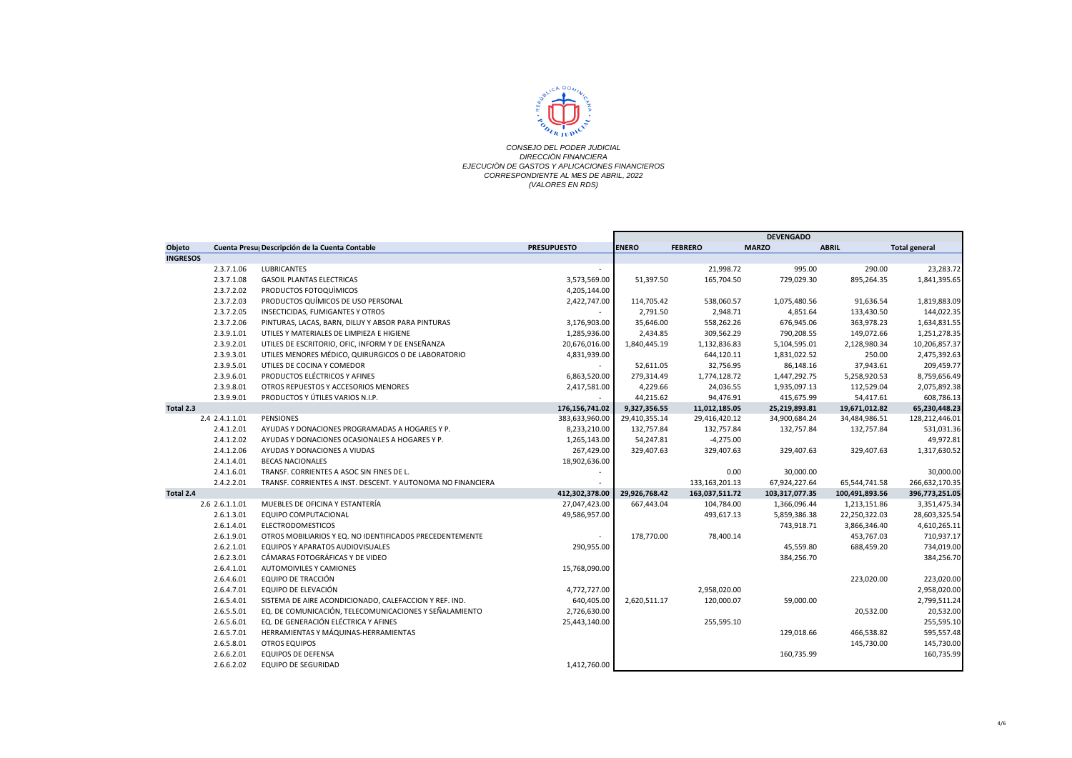*CONSEJO DEL PODER JUDICIAL*
*DIRECCIÒN FINANCIERA*
*EJECUCIÒN DE GASTOS Y APLICACIONES FINANCIEROS*
*CORRESPONDIENTE AL MES DE ABRIL, 2022*
*(VALORES EN RDS)*

| Objeto | Cuenta Presu | Descripción de la Cuenta Contable | PRESUPUESTO | DEVENGADO | | | | |
|---|---|---|---|---|---|---|---|---|
| | | | | ENERO | FEBRERO | MARZO | ABRIL | Total general |
| INGRESOS | | | | | | | | |
| | 2.3.7.1.06 | LUBRICANTES | - | | 21,998.72 | 995.00 | 290.00 | 23,283.72 |
| | 2.3.7.1.08 | GASOIL PLANTAS ELECTRICAS | 3,573,569.00 | 51,397.50 | 165,704.50 | 729,029.30 | 895,264.35 | 1,841,395.65 |
| | 2.3.7.2.02 | PRODUCTOS FOTOQUÌMICOS | 4,205,144.00 | | | | | |
| | 2.3.7.2.03 | PRODUCTOS QUÍMICOS DE USO PERSONAL | 2,422,747.00 | 114,705.42 | 538,060.57 | 1,075,480.56 | 91,636.54 | 1,819,883.09 |
| | 2.3.7.2.05 | INSECTICIDAS, FUMIGANTES Y OTROS | - | 2,791.50 | 2,948.71 | 4,851.64 | 133,430.50 | 144,022.35 |
| | 2.3.7.2.06 | PINTURAS, LACAS, BARN, DILUY Y ABSOR PARA PINTURAS | 3,176,903.00 | 35,646.00 | 558,262.26 | 676,945.06 | 363,978.23 | 1,634,831.55 |
| | 2.3.9.1.01 | UTILES Y MATERIALES DE LIMPIEZA E HIGIENE | 1,285,936.00 | 2,434.85 | 309,562.29 | 790,208.55 | 149,072.66 | 1,251,278.35 |
| | 2.3.9.2.01 | UTILES DE ESCRITORIO, OFIC, INFORM Y DE ENSEÑANZA | 20,676,016.00 | 1,840,445.19 | 1,132,836.83 | 5,104,595.01 | 2,128,980.34 | 10,206,857.37 |
| | 2.3.9.3.01 | UTILES MENORES MÉDICO, QUIRURGICOS O DE LABORATORIO | 4,831,939.00 | | 644,120.11 | 1,831,022.52 | 250.00 | 2,475,392.63 |
| | 2.3.9.5.01 | UTILES DE COCINA Y COMEDOR | - | 52,611.05 | 32,756.95 | 86,148.16 | 37,943.61 | 209,459.77 |
| | 2.3.9.6.01 | PRODUCTOS ELÉCTRICOS Y AFINES | 6,863,520.00 | 279,314.49 | 1,774,128.72 | 1,447,292.75 | 5,258,920.53 | 8,759,656.49 |
| | 2.3.9.8.01 | OTROS REPUESTOS Y ACCESORIOS MENORES | 2,417,581.00 | 4,229.66 | 24,036.55 | 1,935,097.13 | 112,529.04 | 2,075,892.38 |
| | 2.3.9.9.01 | PRODUCTOS Y ÚTILES VARIOS N.I.P. | - | 44,215.62 | 94,476.91 | 415,675.99 | 54,417.61 | 608,786.13 |
| **Total 2.3** | | | **176,156,741.02** | **9,327,356.55** | **11,012,185.05** | **25,219,893.81** | **19,671,012.82** | **65,230,448.23** |
| | 2.4 2.4.1.1.01 | PENSIONES | 383,633,960.00 | 29,410,355.14 | 29,416,420.12 | 34,900,684.24 | 34,484,986.51 | 128,212,446.01 |
| | 2.4.1.2.01 | AYUDAS Y DONACIONES PROGRAMADAS A HOGARES Y P. | 8,233,210.00 | 132,757.84 | 132,757.84 | 132,757.84 | 132,757.84 | 531,031.36 |
| | 2.4.1.2.02 | AYUDAS Y DONACIONES OCASIONALES A HOGARES Y P. | 1,265,143.00 | 54,247.81 | -4,275.00 | | | 49,972.81 |
| | 2.4.1.2.06 | AYUDAS Y DONACIONES A VIUDAS | 267,429.00 | 329,407.63 | 329,407.63 | 329,407.63 | 329,407.63 | 1,317,630.52 |
| | 2.4.1.4.01 | BECAS NACIONALES | 18,902,636.00 | | | | | |
| | 2.4.1.6.01 | TRANSF. CORRIENTES A ASOC SIN FINES DE L. | - | | 0.00 | 30,000.00 | | 30,000.00 |
| | 2.4.2.2.01 | TRANSF. CORRIENTES A INST. DESCENT. Y AUTONOMA NO FINANCIERA | - | | 133,163,201.13 | 67,924,227.64 | 65,544,741.58 | 266,632,170.35 |
| **Total 2.4** | | | **412,302,378.00** | **29,926,768.42** | **163,037,511.72** | **103,317,077.35** | **100,491,893.56** | **396,773,251.05** |
| | 2.6 2.6.1.1.01 | MUEBLES DE OFICINA Y ESTANTERÍA | 27,047,423.00 | 667,443.04 | 104,784.00 | 1,366,096.44 | 1,213,151.86 | 3,351,475.34 |
| | 2.6.1.3.01 | EQUIPO COMPUTACIONAL | 49,586,957.00 | | 493,617.13 | 5,859,386.38 | 22,250,322.03 | 28,603,325.54 |
| | 2.6.1.4.01 | ELECTRODOMESTICOS | | | | 743,918.71 | 3,866,346.40 | 4,610,265.11 |
| | 2.6.1.9.01 | OTROS MOBILIARIOS Y EQ. NO IDENTIFICADOS PRECEDENTEMENTE | - | 178,770.00 | 78,400.14 | | 453,767.03 | 710,937.17 |
| | 2.6.2.1.01 | EQUIPOS Y APARATOS AUDIOVISUALES | 290,955.00 | | | 45,559.80 | 688,459.20 | 734,019.00 |
| | 2.6.2.3.01 | CÁMARAS FOTOGRÁFICAS Y DE VIDEO | | | | 384,256.70 | | 384,256.70 |
| | 2.6.4.1.01 | AUTOMOIVILES Y CAMIONES | 15,768,090.00 | | | | | |
| | 2.6.4.6.01 | EQUIPO DE TRACCIÓN | | | | | 223,020.00 | 223,020.00 |
| | 2.6.4.7.01 | EQUIPO DE ELEVACIÓN | 4,772,727.00 | | 2,958,020.00 | | | 2,958,020.00 |
| | 2.6.5.4.01 | SISTEMA DE AIRE ACONDICIONADO, CALEFACCION Y REF. IND. | 640,405.00 | 2,620,511.17 | 120,000.07 | 59,000.00 | | 2,799,511.24 |
| | 2.6.5.5.01 | EQ. DE COMUNICACIÓN, TELECOMUNICACIONES Y SEÑALAMIENTO | 2,726,630.00 | | | | 20,532.00 | 20,532.00 |
| | 2.6.5.6.01 | EQ. DE GENERACIÓN ELÉCTRICA Y AFINES | 25,443,140.00 | | 255,595.10 | | | 255,595.10 |
| | 2.6.5.7.01 | HERRAMIENTAS Y MÁQUINAS-HERRAMIENTAS | | | | 129,018.66 | 466,538.82 | 595,557.48 |
| | 2.6.5.8.01 | OTROS EQUIPOS | | | | | 145,730.00 | 145,730.00 |
| | 2.6.6.2.01 | EQUIPOS DE DEFENSA | | | | 160,735.99 | | 160,735.99 |
| | 2.6.6.2.02 | EQUIPO DE SEGURIDAD | 1,412,760.00 | | | | | |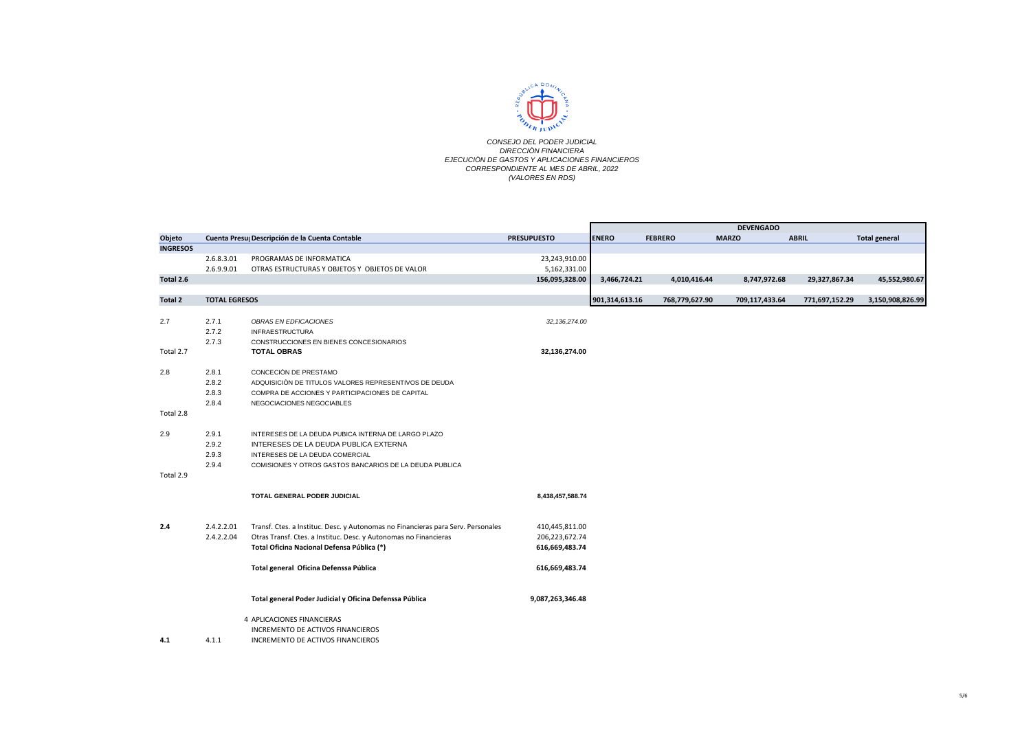CONSEJO DEL PODER JUDICIAL
DIRECCIÒN FINANCIERA
EJECUCIÒN DE GASTOS Y APLICACIONES FINANCIEROS
CORRESPONDIENTE AL MES DE ABRIL, 2022
(VALORES EN RDS)

| Objeto | Cuenta Presu | Descripción de la Cuenta Contable | PRESUPUESTO | DEVENGADO | | | | |
|---|---|---|---|---|---|---|---|---|
| | | | | ENERO | FEBRERO | MARZO | ABRIL | Total general |
| INGRESOS | | | | | | | | |
| | 2.6.8.3.01 | PROGRAMAS DE INFORMATICA | 23,243,910.00 | | | | | |
| | 2.6.9.9.01 | OTRAS ESTRUCTURAS Y OBJETOS Y OBJETOS DE VALOR | 5,162,331.00 | | | | | |
| Total 2.6 | | | 156,095,328.00 | 3,466,724.21 | 4,010,416.44 | 8,747,972.68 | 29,327,867.34 | 45,552,980.67 |
| Total 2 | TOTAL EGRESOS | | | 901,314,613.16 | 768,779,627.90 | 709,117,433.64 | 771,697,152.29 | 3,150,908,826.99 |
| 2.7 | 2.7.1 | OBRAS EN EDFICACIONES | 32,136,274.00 | | | | | |
| | 2.7.2 | INFRAESTRUCTURA | | | | | | |
| | 2.7.3 | CONSTRUCCIONES EN BIENES CONCESIONARIOS | | | | | | |
| Total 2.7 | | TOTAL OBRAS | 32,136,274.00 | | | | | |
| 2.8 | 2.8.1 | CONCECIÒN DE PRESTAMO | | | | | | |
| | 2.8.2 | ADQUISICIÒN DE TITULOS VALORES REPRESENTIVOS DE DEUDA | | | | | | |
| | 2.8.3 | COMPRA DE ACCIONES Y PARTICIPACIONES DE CAPITAL | | | | | | |
| | 2.8.4 | NEGOCIACIONES NEGOCIABLES | | | | | | |
| Total 2.8 | | | | | | | | |
| 2.9 | 2.9.1 | INTERESES DE LA DEUDA PUBICA INTERNA DE LARGO PLAZO | | | | | | |
| | 2.9.2 | INTERESES DE LA DEUDA PUBLICA EXTERNA | | | | | | |
| | 2.9.3 | INTERESES DE LA DEUDA COMERCIAL | | | | | | |
| | 2.9.4 | COMISIONES Y OTROS GASTOS BANCARIOS DE LA DEUDA PUBLICA | | | | | | |
| Total 2.9 | | | | | | | | |
| | | TOTAL GENERAL PODER JUDICIAL | 8,438,457,588.74 | | | | | |
| 2.4 | 2.4.2.2.01 | Transf. Ctes. a Instituc. Desc. y Autonomas no Financieras para Serv. Personales | 410,445,811.00 | | | | | |
| | 2.4.2.2.04 | Otras Transf. Ctes. a Instituc. Desc. y Autonomas no Financieras | 206,223,672.74 | | | | | |
| | | Total Oficina Nacional Defensa Pública (*) | 616,669,483.74 | | | | | |
| | | Total general Oficina Defenssa Pública | 616,669,483.74 | | | | | |
| | | Total general Poder Judicial y Oficina Defenssa Pública | 9,087,263,346.48 | | | | | |
| | | 4 APLICACIONES FINANCIERAS | | | | | | |
| | | INCREMENTO DE ACTIVOS FINANCIEROS | | | | | | |
| 4.1 | 4.1.1 | INCREMENTO DE ACTIVOS FINANCIEROS | | | | | | |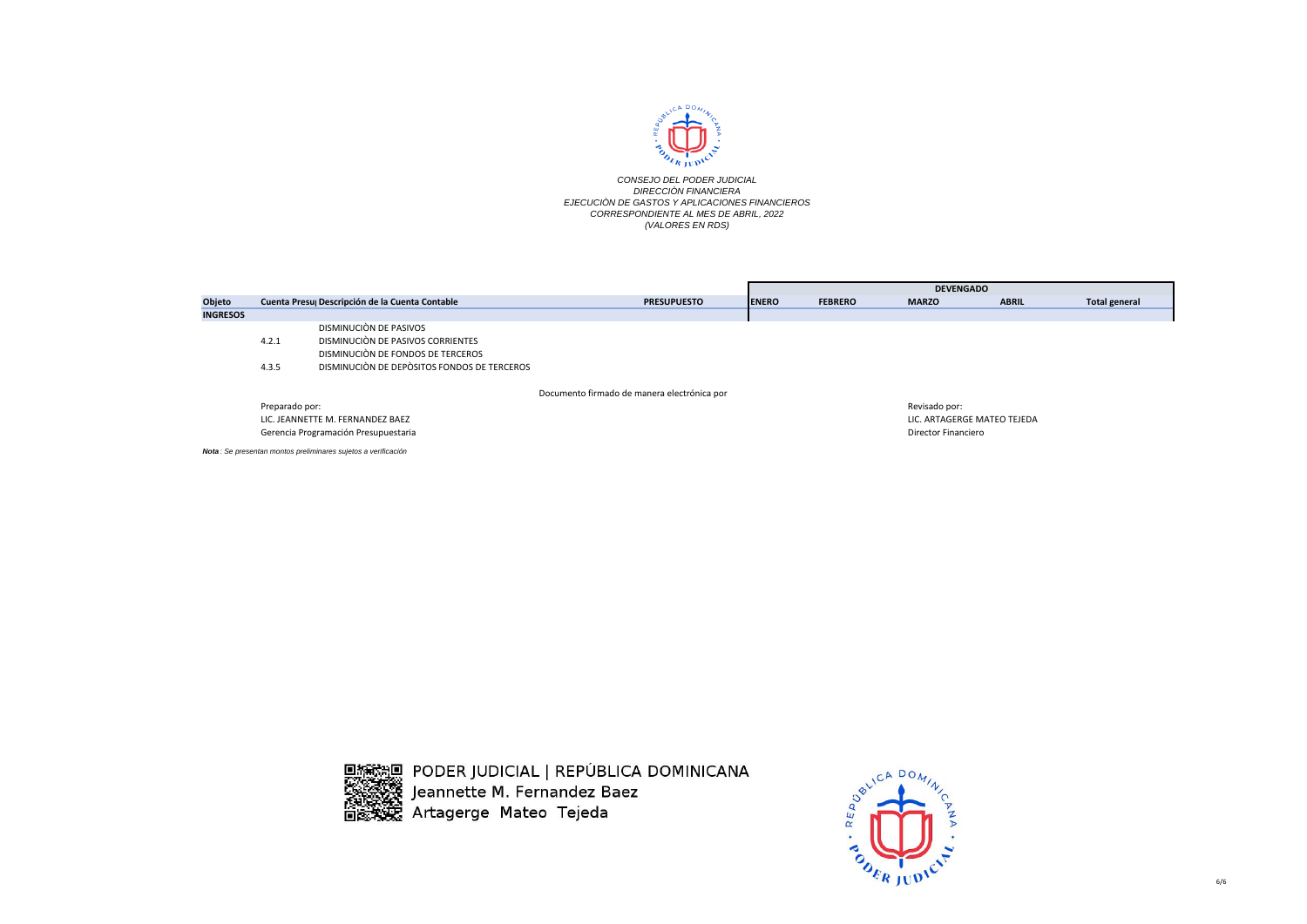*CONSEJO DEL PODER JUDICIAL*
*DIRECCIÒN FINANCIERA*
*EJECUCIÒN DE GASTOS Y APLICACIONES FINANCIEROS*
*CORRESPONDIENTE AL MES DE ABRIL, 2022*
*(VALORES EN RDS)*

| | | | | DEVENGADO | | | | |
|---|---|---|---|---|---|---|---|---|
| **Objeto** | **Cuenta Presu** | **Descripción de la Cuenta Contable** | **PRESUPUESTO** | **ENERO** | **FEBRERO** | **MARZO** | **ABRIL** | **Total general** |
| **INGRESOS** | | | | | | | | |
| | | DISMINUCIÒN DE PASIVOS | | | | | | |
| | 4.2.1 | DISMINUCIÒN DE PASIVOS CORRIENTES | | | | | | |
| | | DISMINUCIÒN DE FONDOS DE TERCEROS | | | | | | |
| | 4.3.5 | DISMINUCIÒN DE DEPÒSITOS FONDOS DE TERCEROS | | | | | | |

Documento firmado de manera electrónica por

Preparado por:
LIC. JEANNETTE M. FERNANDEZ BAEZ
Gerencia Programación Presupuestaria

Revisado por:
LIC. ARTAGERGE MATEO TEJEDA
Director Financiero

***Nota**: Se presentan montos preliminares sujetos a verificación*

PODER JUDICIAL | REPÚBLICA DOMINICANA
Jeannette M. Fernandez Baez
Artagerge Mateo Tejeda